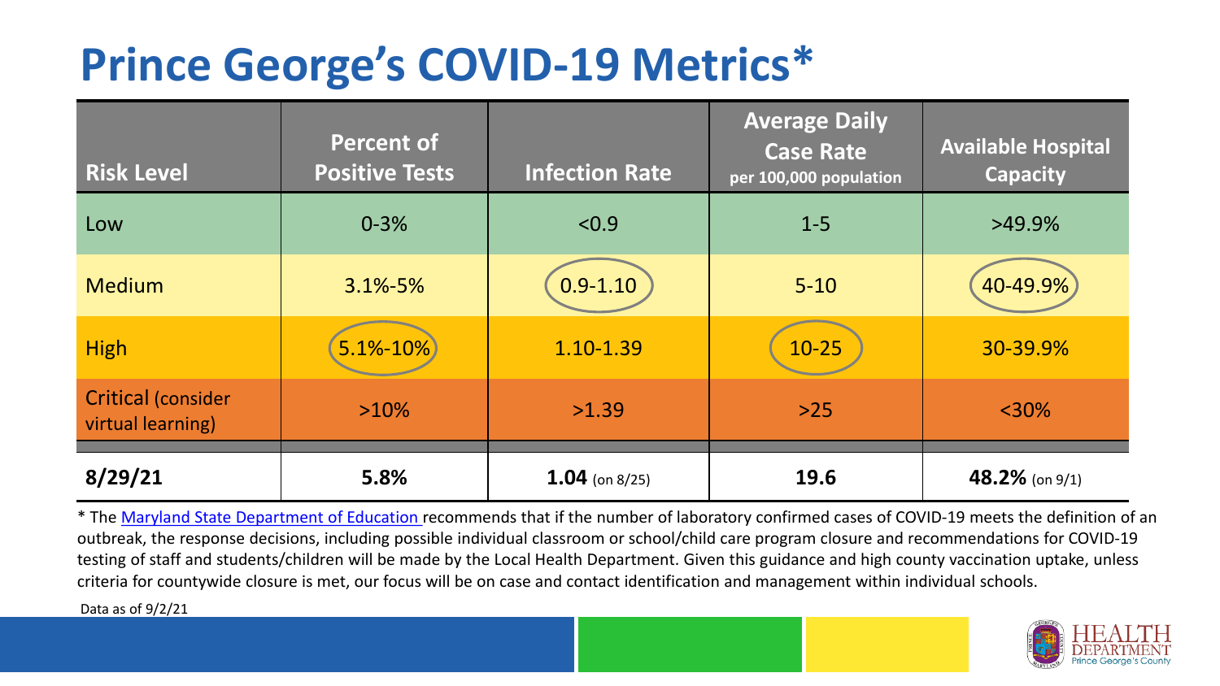# Prince George's COVID-19 Metrics*

| Risk Level | Percent of Positive Tests | Infection Rate | Average Daily Case Rate per 100,000 population | Available Hospital Capacity |
|---|---|---|---|---|
| Low | 0-3% | <0.9 | 1-5 | >49.9% |
| Medium | 3.1%-5% | 0.9-1.10 | 5-10 | 40-49.9% |
| High | 5.1%-10% | 1.10-1.39 | 10-25 | 30-39.9% |
| Critical (consider virtual learning) | >10% | >1.39 | >25 | <30% |
| **8/29/21** | **5.8%** | **1.04** (on 8/25) | **19.6** | **48.2%** (on 9/1) |

* The Maryland State Department of Education recommends that if the number of laboratory confirmed cases of COVID-19 meets the definition of an outbreak, the response decisions, including possible individual classroom or school/child care program closure and recommendations for COVID-19 testing of staff and students/children will be made by the Local Health Department. Given this guidance and high county vaccination uptake, unless criteria for countywide closure is met, our focus will be on case and contact identification and management within individual schools.

Data as of 9/2/21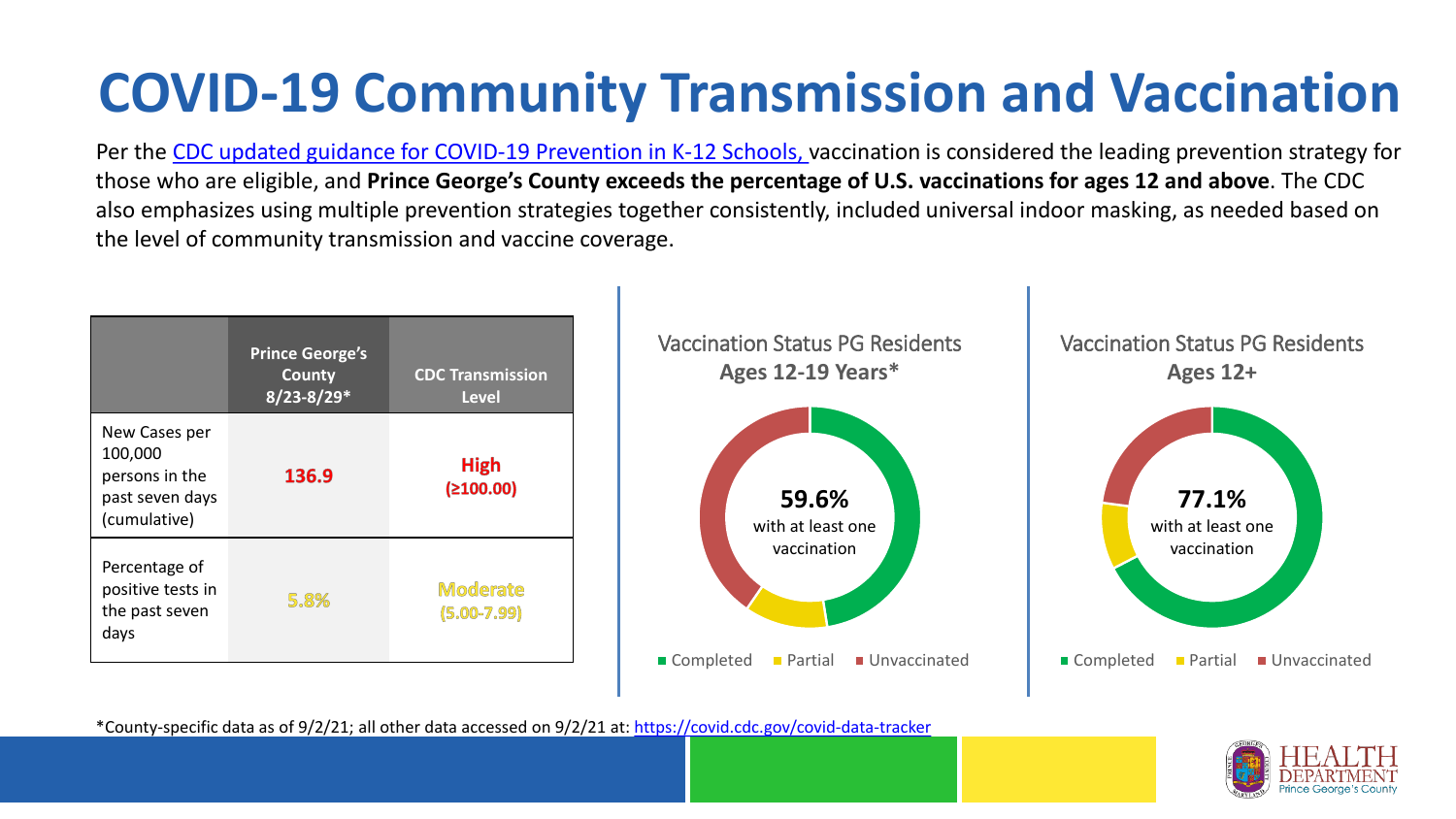# COVID-19 Community Transmission and Vaccination

Per the [CDC updated guidance for COVID-19 Prevention in K-12 Schools,](#) vaccination is considered the leading prevention strategy for those who are eligible, and **Prince George's County exceeds the percentage of U.S. vaccinations for ages 12 and above**. The CDC also emphasizes using multiple prevention strategies together consistently, included universal indoor masking, as needed based on the level of community transmission and vaccine coverage.

| | Prince George's County 8/23-8/29* | CDC Transmission Level |
|---|---|---|
| New Cases per 100,000 persons in the past seven days (cumulative) | **136.9** | **High (≥100.00)** |
| Percentage of positive tests in the past seven days | **5.8%** | **Moderate (5.00-7.99)** |

Vaccination Status PG Residents
**Ages 12-19 Years***

**59.6%** with at least one vaccination

■ Completed ■ Partial ■ Unvaccinated

Vaccination Status PG Residents
**Ages 12+**

**77.1%** with at least one vaccination

■ Completed ■ Partial ■ Unvaccinated

*County-specific data as of 9/2/21; all other data accessed on 9/2/21 at: [https://covid.cdc.gov/covid-data-tracker](https://covid.cdc.gov/covid-data-tracker)

HEALTH DEPARTMENT Prince George's County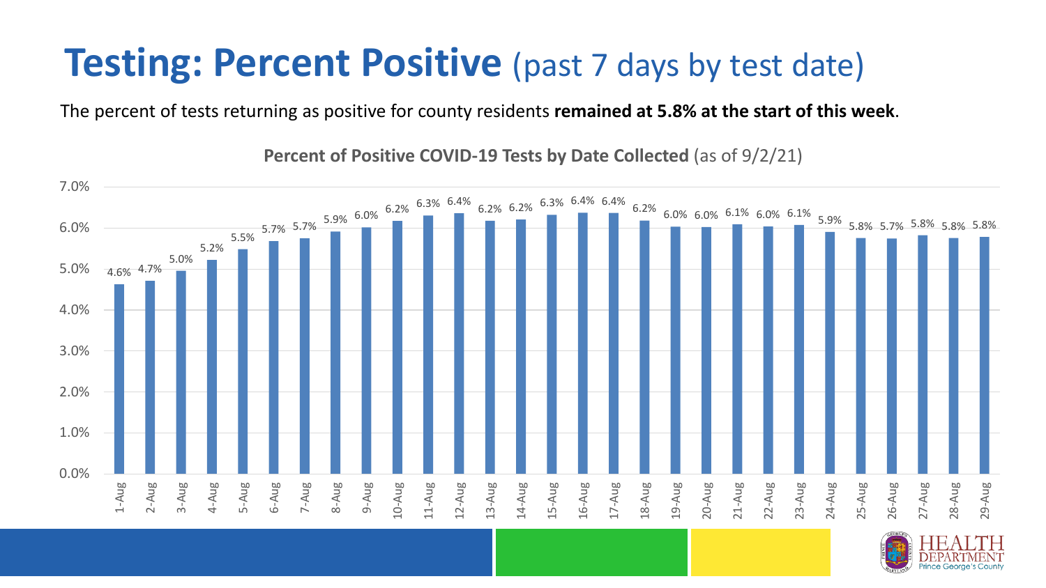# **Testing: Percent Positive** (past 7 days by test date)

The percent of tests returning as positive for county residents **remained at 5.8% at the start of this week**.

**Percent of Positive COVID-19 Tests by Date Collected** (as of 9/2/21)

| Date | Percent Positive |
|---|---|
| 1-Aug | 4.6% |
| 2-Aug | 4.7% |
| 3-Aug | 5.0% |
| 4-Aug | 5.2% |
| 5-Aug | 5.5% |
| 6-Aug | 5.7% |
| 7-Aug | 5.7% |
| 8-Aug | 5.9% |
| 9-Aug | 6.0% |
| 10-Aug | 6.2% |
| 11-Aug | 6.3% |
| 12-Aug | 6.4% |
| 13-Aug | 6.2% |
| 14-Aug | 6.2% |
| 15-Aug | 6.3% |
| 16-Aug | 6.4% |
| 17-Aug | 6.4% |
| 18-Aug | 6.2% |
| 19-Aug | 6.0% |
| 20-Aug | 6.0% |
| 21-Aug | 6.1% |
| 22-Aug | 6.0% |
| 23-Aug | 6.1% |
| 24-Aug | 5.9% |
| 25-Aug | 5.8% |
| 26-Aug | 5.7% |
| 27-Aug | 5.8% |
| 28-Aug | 5.8% |
| 29-Aug | 5.8% |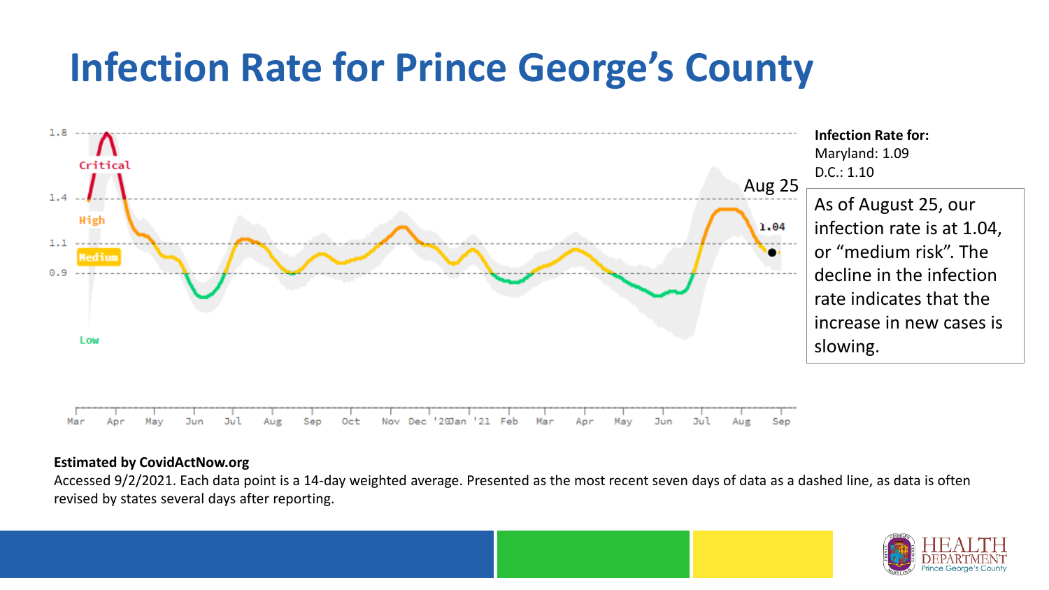# Infection Rate for Prince George's County

**Infection Rate for:**
Maryland: 1.09
D.C.: 1.10

As of August 25, our infection rate is at 1.04, or "medium risk". The decline in the infection rate indicates that the increase in new cases is slowing.

**Estimated by CovidActNow.org**

Accessed 9/2/2021. Each data point is a 14-day weighted average. Presented as the most recent seven days of data as a dashed line, as data is often revised by states several days after reporting.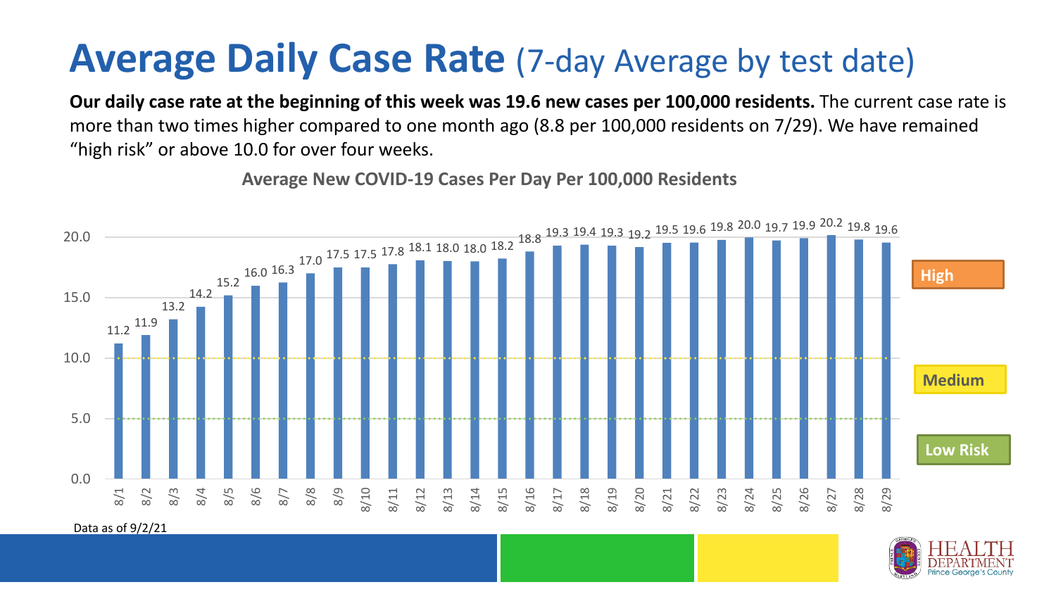# Average Daily Case Rate (7-day Average by test date)

**Our daily case rate at the beginning of this week was 19.6 new cases per 100,000 residents.** The current case rate is more than two times higher compared to one month ago (8.8 per 100,000 residents on 7/29). We have remained "high risk" or above 10.0 for over four weeks.

**Average New COVID-19 Cases Per Day Per 100,000 Residents**

| Date | Rate |
|---|---|
| 8/1 | 11.2 |
| 8/2 | 11.9 |
| 8/3 | 13.2 |
| 8/4 | 14.2 |
| 8/5 | 15.2 |
| 8/6 | 16.0 |
| 8/7 | 16.3 |
| 8/8 | 17.0 |
| 8/9 | 17.5 |
| 8/10 | 17.5 |
| 8/11 | 17.8 |
| 8/12 | 18.1 |
| 8/13 | 18.0 |
| 8/14 | 18.0 |
| 8/15 | 18.2 |
| 8/16 | 18.8 |
| 8/17 | 19.3 |
| 8/18 | 19.4 |
| 8/19 | 19.3 |
| 8/20 | 19.2 |
| 8/21 | 19.5 |
| 8/22 | 19.6 |
| 8/23 | 19.8 |
| 8/24 | 20.0 |
| 8/25 | 19.7 |
| 8/26 | 19.9 |
| 8/27 | 20.2 |
| 8/28 | 19.8 |
| 8/29 | 19.6 |

High (above 10.0) · Medium (5.0–10.0) · Low Risk (below 5.0)

Data as of 9/2/21

HEALTH DEPARTMENT Prince George's County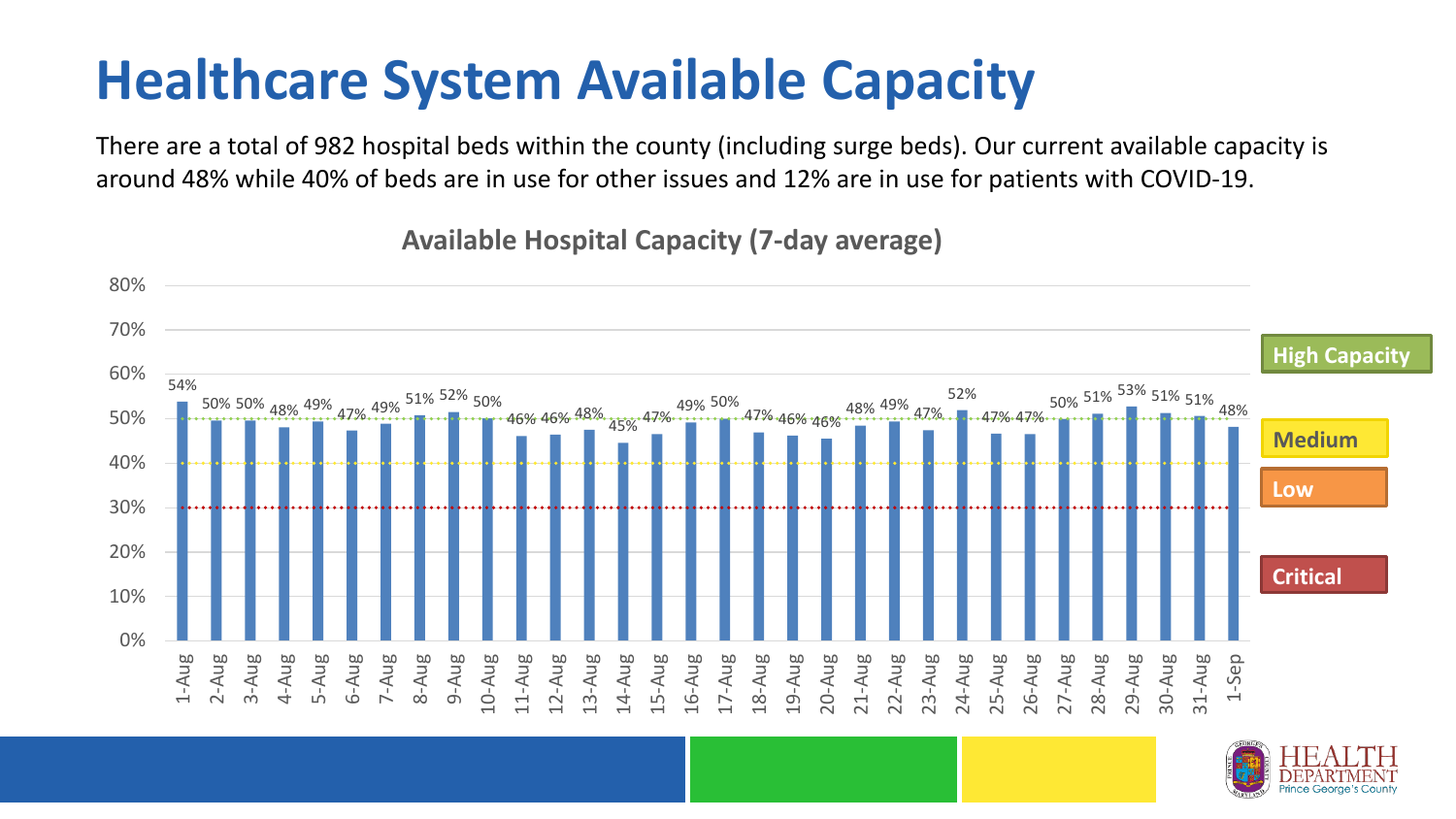# Healthcare System Available Capacity

There are a total of 982 hospital beds within the county (including surge beds). Our current available capacity is around 48% while 40% of beds are in use for other issues and 12% are in use for patients with COVID-19.

Available Hospital Capacity (7-day average)

80%
70%
60%
50%
40%
30%
20%
10%
0%

54% 50% 50% 48% 49% 47% 49% 51% 52% 50% 46% 46% 48% 45% 47% 49% 50% 47% 46% 46% 48% 49% 47% 52% 47% 47% 50% 51% 53% 51% 51% 48%

1-Aug 2-Aug 3-Aug 4-Aug 5-Aug 6-Aug 7-Aug 8-Aug 9-Aug 10-Aug 11-Aug 12-Aug 13-Aug 14-Aug 15-Aug 16-Aug 17-Aug 18-Aug 19-Aug 20-Aug 21-Aug 22-Aug 23-Aug 24-Aug 25-Aug 26-Aug 27-Aug 28-Aug 29-Aug 30-Aug 31-Aug 1-Sep

High Capacity

Medium

Low

Critical